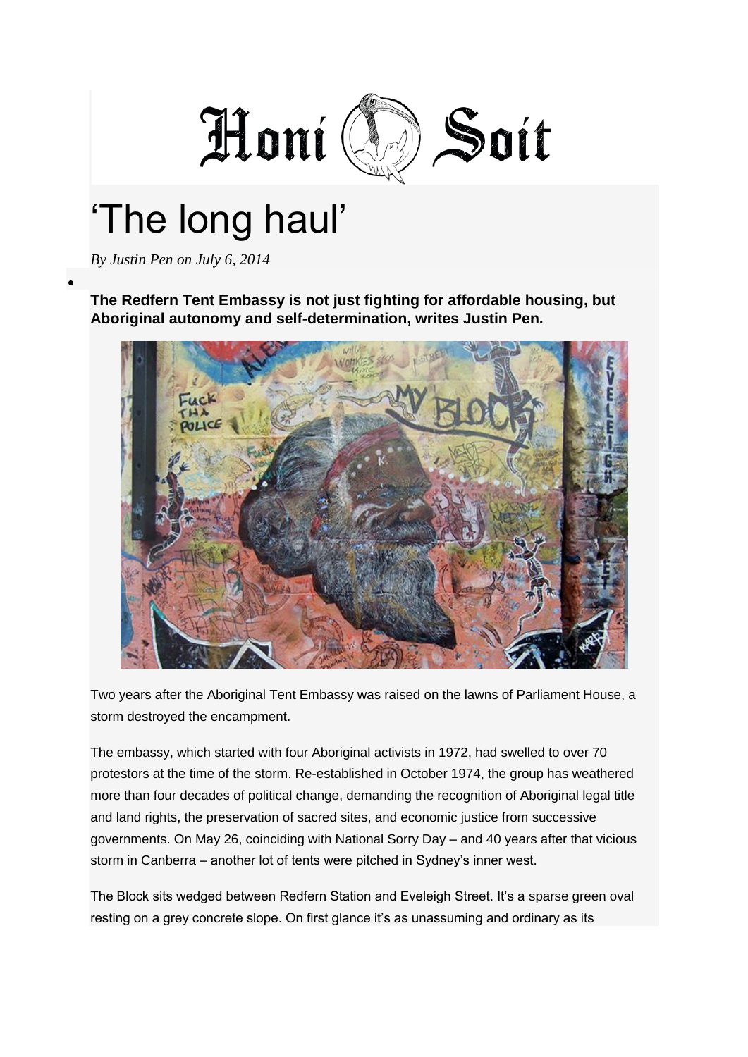Honi Soit

# 'The long haul'

*By Justin Pen on July 6, 2014*

**The Redfern Tent Embassy is not just fighting for affordable housing, but Aboriginal autonomy and self-determination, writes Justin Pen.**

Two years after the Aboriginal Tent Embassy was raised on the lawns of Parliament House, a storm destroyed the encampment.

The embassy, which started with four Aboriginal activists in 1972, had swelled to over 70 protestors at the time of the storm. Re-established in October 1974, the group has weathered more than four decades of political change, demanding the recognition of Aboriginal legal title and land rights, the preservation of sacred sites, and economic justice from successive governments. On May 26, coinciding with National Sorry Day – and 40 years after that vicious storm in Canberra – another lot of tents were pitched in Sydney's inner west.

The Block sits wedged between Redfern Station and Eveleigh Street. It's a sparse green oval resting on a grey concrete slope. On first glance it's as unassuming and ordinary as its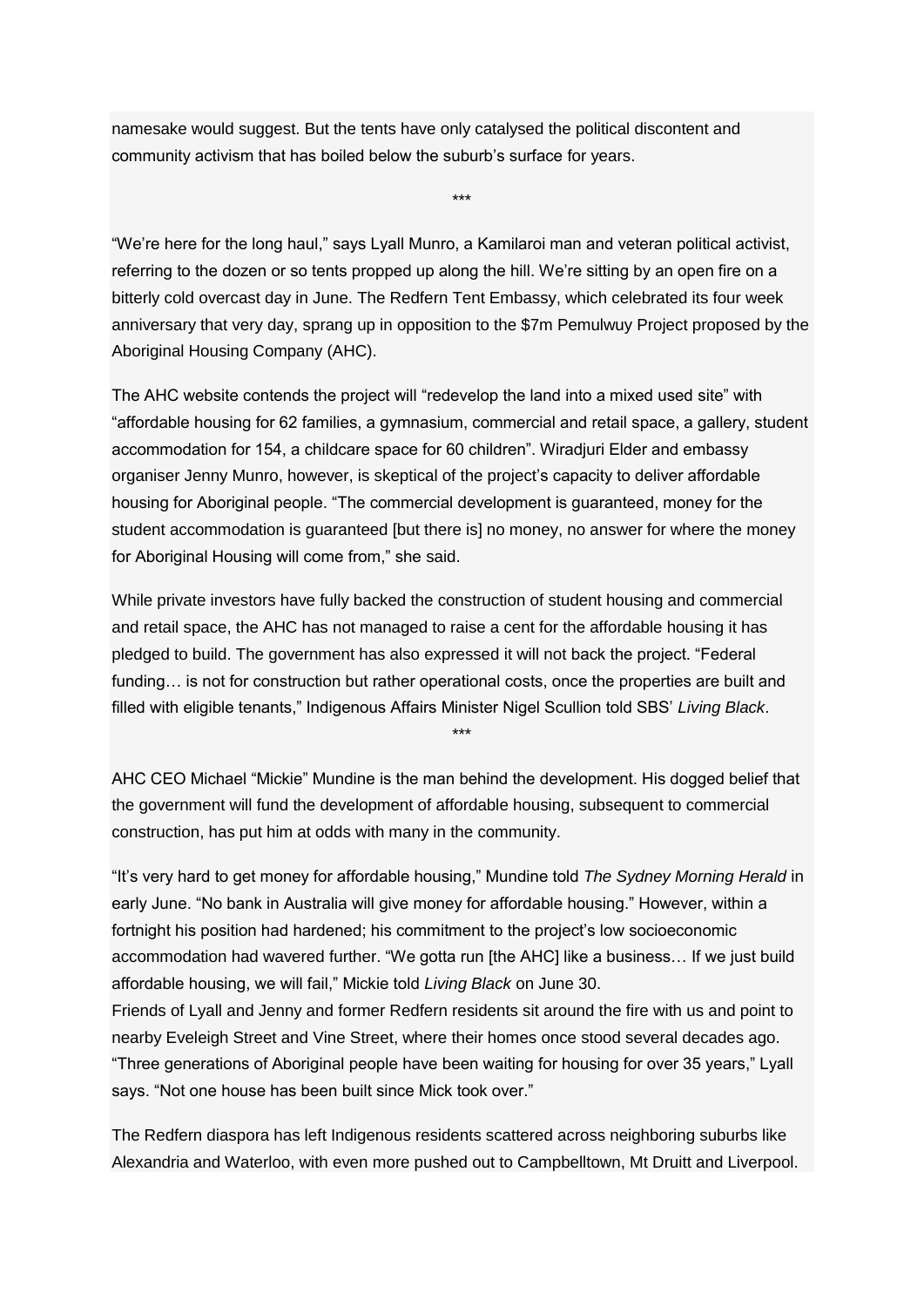namesake would suggest. But the tents have only catalysed the political discontent and community activism that has boiled below the suburb's surface for years.

***

"We're here for the long haul," says Lyall Munro, a Kamilaroi man and veteran political activist, referring to the dozen or so tents propped up along the hill. We're sitting by an open fire on a bitterly cold overcast day in June. The Redfern Tent Embassy, which celebrated its four week anniversary that very day, sprang up in opposition to the $7m Pemulwuy Project proposed by the Aboriginal Housing Company (AHC).

The AHC website contends the project will "redevelop the land into a mixed used site" with "affordable housing for 62 families, a gymnasium, commercial and retail space, a gallery, student accommodation for 154, a childcare space for 60 children". Wiradjuri Elder and embassy organiser Jenny Munro, however, is skeptical of the project's capacity to deliver affordable housing for Aboriginal people. "The commercial development is guaranteed, money for the student accommodation is guaranteed [but there is] no money, no answer for where the money for Aboriginal Housing will come from," she said.

While private investors have fully backed the construction of student housing and commercial and retail space, the AHC has not managed to raise a cent for the affordable housing it has pledged to build. The government has also expressed it will not back the project. "Federal funding… is not for construction but rather operational costs, once the properties are built and filled with eligible tenants," Indigenous Affairs Minister Nigel Scullion told SBS' *Living Black*.

***

AHC CEO Michael "Mickie" Mundine is the man behind the development. His dogged belief that the government will fund the development of affordable housing, subsequent to commercial construction, has put him at odds with many in the community.

"It's very hard to get money for affordable housing," Mundine told *The Sydney Morning Herald* in early June. "No bank in Australia will give money for affordable housing." However, within a fortnight his position had hardened; his commitment to the project's low socioeconomic accommodation had wavered further. "We gotta run [the AHC] like a business… If we just build affordable housing, we will fail," Mickie told *Living Black* on June 30.

Friends of Lyall and Jenny and former Redfern residents sit around the fire with us and point to nearby Eveleigh Street and Vine Street, where their homes once stood several decades ago. "Three generations of Aboriginal people have been waiting for housing for over 35 years," Lyall says. "Not one house has been built since Mick took over."

The Redfern diaspora has left Indigenous residents scattered across neighboring suburbs like Alexandria and Waterloo, with even more pushed out to Campbelltown, Mt Druitt and Liverpool.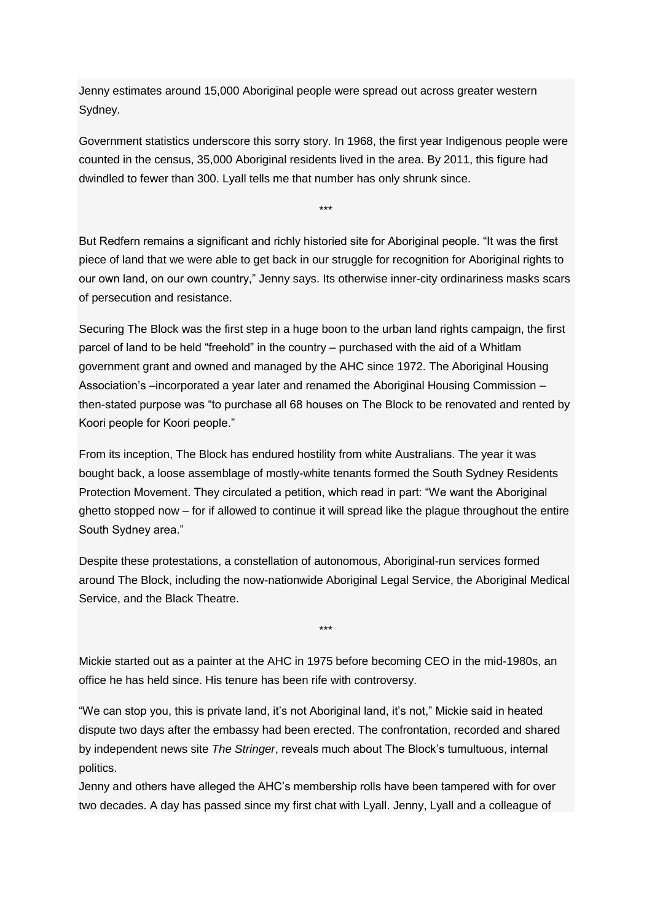Jenny estimates around 15,000 Aboriginal people were spread out across greater western Sydney.

Government statistics underscore this sorry story. In 1968, the first year Indigenous people were counted in the census, 35,000 Aboriginal residents lived in the area. By 2011, this figure had dwindled to fewer than 300. Lyall tells me that number has only shrunk since.

***

But Redfern remains a significant and richly historied site for Aboriginal people. “It was the first piece of land that we were able to get back in our struggle for recognition for Aboriginal rights to our own land, on our own country,” Jenny says. Its otherwise inner-city ordinariness masks scars of persecution and resistance.

Securing The Block was the first step in a huge boon to the urban land rights campaign, the first parcel of land to be held “freehold” in the country – purchased with the aid of a Whitlam government grant and owned and managed by the AHC since 1972. The Aboriginal Housing Association’s –incorporated a year later and renamed the Aboriginal Housing Commission – then-stated purpose was “to purchase all 68 houses on The Block to be renovated and rented by Koori people for Koori people.”

From its inception, The Block has endured hostility from white Australians. The year it was bought back, a loose assemblage of mostly-white tenants formed the South Sydney Residents Protection Movement. They circulated a petition, which read in part: “We want the Aboriginal ghetto stopped now – for if allowed to continue it will spread like the plague throughout the entire South Sydney area.”

Despite these protestations, a constellation of autonomous, Aboriginal-run services formed around The Block, including the now-nationwide Aboriginal Legal Service, the Aboriginal Medical Service, and the Black Theatre.

***

Mickie started out as a painter at the AHC in 1975 before becoming CEO in the mid-1980s, an office he has held since. His tenure has been rife with controversy.

“We can stop you, this is private land, it’s not Aboriginal land, it’s not,” Mickie said in heated dispute two days after the embassy had been erected. The confrontation, recorded and shared by independent news site *The Stringer*, reveals much about The Block’s tumultuous, internal politics.

Jenny and others have alleged the AHC’s membership rolls have been tampered with for over two decades. A day has passed since my first chat with Lyall. Jenny, Lyall and a colleague of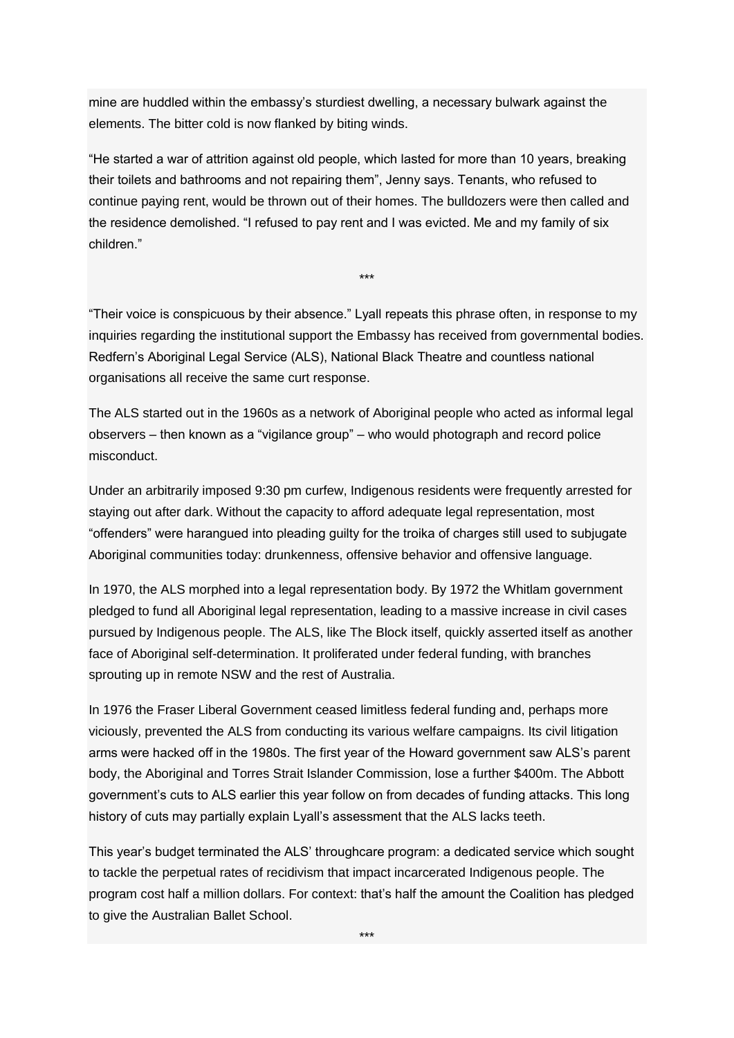mine are huddled within the embassy's sturdiest dwelling, a necessary bulwark against the elements. The bitter cold is now flanked by biting winds.

"He started a war of attrition against old people, which lasted for more than 10 years, breaking their toilets and bathrooms and not repairing them", Jenny says. Tenants, who refused to continue paying rent, would be thrown out of their homes. The bulldozers were then called and the residence demolished. "I refused to pay rent and I was evicted. Me and my family of six children."

***

"Their voice is conspicuous by their absence." Lyall repeats this phrase often, in response to my inquiries regarding the institutional support the Embassy has received from governmental bodies. Redfern's Aboriginal Legal Service (ALS), National Black Theatre and countless national organisations all receive the same curt response.

The ALS started out in the 1960s as a network of Aboriginal people who acted as informal legal observers – then known as a "vigilance group" – who would photograph and record police misconduct.

Under an arbitrarily imposed 9:30 pm curfew, Indigenous residents were frequently arrested for staying out after dark. Without the capacity to afford adequate legal representation, most "offenders" were harangued into pleading guilty for the troika of charges still used to subjugate Aboriginal communities today: drunkenness, offensive behavior and offensive language.

In 1970, the ALS morphed into a legal representation body. By 1972 the Whitlam government pledged to fund all Aboriginal legal representation, leading to a massive increase in civil cases pursued by Indigenous people. The ALS, like The Block itself, quickly asserted itself as another face of Aboriginal self-determination. It proliferated under federal funding, with branches sprouting up in remote NSW and the rest of Australia.

In 1976 the Fraser Liberal Government ceased limitless federal funding and, perhaps more viciously, prevented the ALS from conducting its various welfare campaigns. Its civil litigation arms were hacked off in the 1980s. The first year of the Howard government saw ALS's parent body, the Aboriginal and Torres Strait Islander Commission, lose a further $400m. The Abbott government's cuts to ALS earlier this year follow on from decades of funding attacks. This long history of cuts may partially explain Lyall's assessment that the ALS lacks teeth.

This year's budget terminated the ALS' throughcare program: a dedicated service which sought to tackle the perpetual rates of recidivism that impact incarcerated Indigenous people. The program cost half a million dollars. For context: that's half the amount the Coalition has pledged to give the Australian Ballet School.

***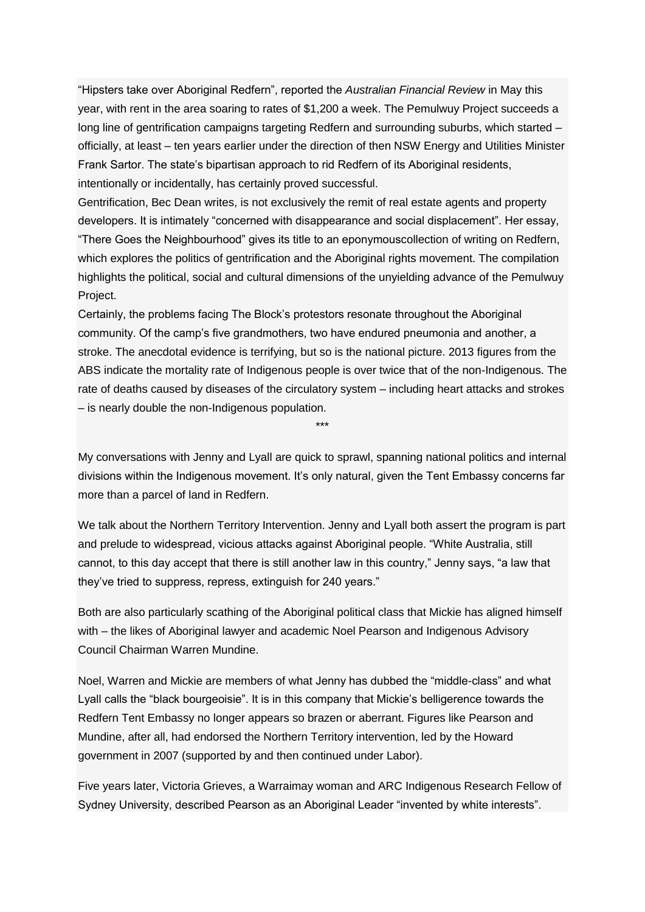"Hipsters take over Aboriginal Redfern", reported the *Australian Financial Review* in May this year, with rent in the area soaring to rates of $1,200 a week. The Pemulwuy Project succeeds a long line of gentrification campaigns targeting Redfern and surrounding suburbs, which started – officially, at least – ten years earlier under the direction of then NSW Energy and Utilities Minister Frank Sartor. The state's bipartisan approach to rid Redfern of its Aboriginal residents, intentionally or incidentally, has certainly proved successful.

Gentrification, Bec Dean writes, is not exclusively the remit of real estate agents and property developers. It is intimately "concerned with disappearance and social displacement". Her essay, "There Goes the Neighbourhood" gives its title to an eponymouscollection of writing on Redfern, which explores the politics of gentrification and the Aboriginal rights movement. The compilation highlights the political, social and cultural dimensions of the unyielding advance of the Pemulwuy Project.

Certainly, the problems facing The Block's protestors resonate throughout the Aboriginal community. Of the camp's five grandmothers, two have endured pneumonia and another, a stroke. The anecdotal evidence is terrifying, but so is the national picture. 2013 figures from the ABS indicate the mortality rate of Indigenous people is over twice that of the non-Indigenous. The rate of deaths caused by diseases of the circulatory system – including heart attacks and strokes – is nearly double the non-Indigenous population.

***

My conversations with Jenny and Lyall are quick to sprawl, spanning national politics and internal divisions within the Indigenous movement. It's only natural, given the Tent Embassy concerns far more than a parcel of land in Redfern.

We talk about the Northern Territory Intervention. Jenny and Lyall both assert the program is part and prelude to widespread, vicious attacks against Aboriginal people. "White Australia, still cannot, to this day accept that there is still another law in this country," Jenny says, "a law that they've tried to suppress, repress, extinguish for 240 years."

Both are also particularly scathing of the Aboriginal political class that Mickie has aligned himself with – the likes of Aboriginal lawyer and academic Noel Pearson and Indigenous Advisory Council Chairman Warren Mundine.

Noel, Warren and Mickie are members of what Jenny has dubbed the "middle-class" and what Lyall calls the "black bourgeoisie". It is in this company that Mickie's belligerence towards the Redfern Tent Embassy no longer appears so brazen or aberrant. Figures like Pearson and Mundine, after all, had endorsed the Northern Territory intervention, led by the Howard government in 2007 (supported by and then continued under Labor).

Five years later, Victoria Grieves, a Warraimay woman and ARC Indigenous Research Fellow of Sydney University, described Pearson as an Aboriginal Leader "invented by white interests".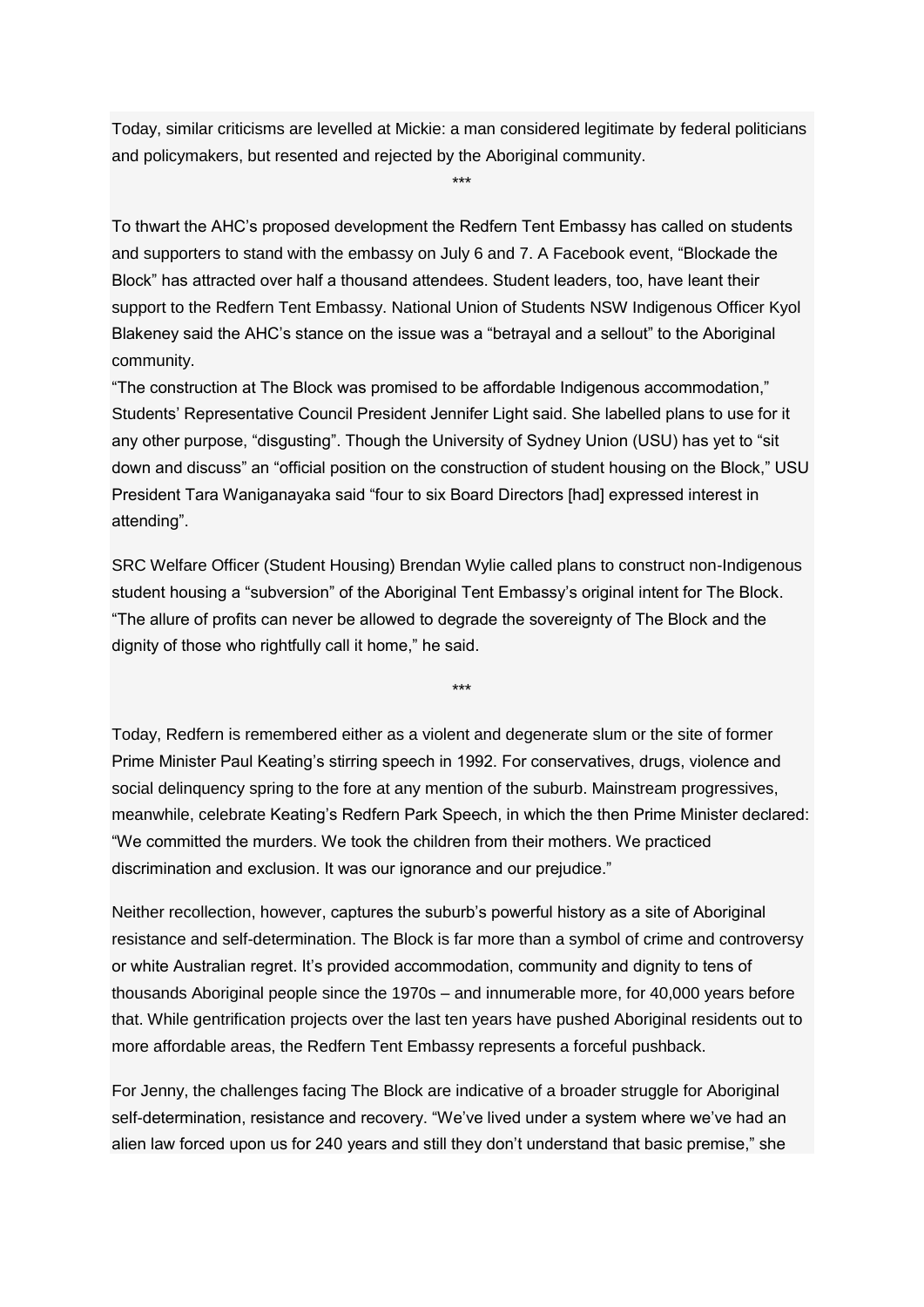Today, similar criticisms are levelled at Mickie: a man considered legitimate by federal politicians and policymakers, but resented and rejected by the Aboriginal community.

***

To thwart the AHC's proposed development the Redfern Tent Embassy has called on students and supporters to stand with the embassy on July 6 and 7. A Facebook event, "Blockade the Block" has attracted over half a thousand attendees. Student leaders, too, have leant their support to the Redfern Tent Embassy. National Union of Students NSW Indigenous Officer Kyol Blakeney said the AHC's stance on the issue was a "betrayal and a sellout" to the Aboriginal community.

"The construction at The Block was promised to be affordable Indigenous accommodation," Students' Representative Council President Jennifer Light said. She labelled plans to use for it any other purpose, "disgusting". Though the University of Sydney Union (USU) has yet to "sit down and discuss" an "official position on the construction of student housing on the Block," USU President Tara Waniganayaka said "four to six Board Directors [had] expressed interest in attending".

SRC Welfare Officer (Student Housing) Brendan Wylie called plans to construct non-Indigenous student housing a "subversion" of the Aboriginal Tent Embassy's original intent for The Block. "The allure of profits can never be allowed to degrade the sovereignty of The Block and the dignity of those who rightfully call it home," he said.

***

Today, Redfern is remembered either as a violent and degenerate slum or the site of former Prime Minister Paul Keating's stirring speech in 1992. For conservatives, drugs, violence and social delinquency spring to the fore at any mention of the suburb. Mainstream progressives, meanwhile, celebrate Keating's Redfern Park Speech, in which the then Prime Minister declared: "We committed the murders. We took the children from their mothers. We practiced discrimination and exclusion. It was our ignorance and our prejudice."

Neither recollection, however, captures the suburb's powerful history as a site of Aboriginal resistance and self-determination. The Block is far more than a symbol of crime and controversy or white Australian regret. It's provided accommodation, community and dignity to tens of thousands Aboriginal people since the 1970s – and innumerable more, for 40,000 years before that. While gentrification projects over the last ten years have pushed Aboriginal residents out to more affordable areas, the Redfern Tent Embassy represents a forceful pushback.

For Jenny, the challenges facing The Block are indicative of a broader struggle for Aboriginal self-determination, resistance and recovery. "We've lived under a system where we've had an alien law forced upon us for 240 years and still they don't understand that basic premise," she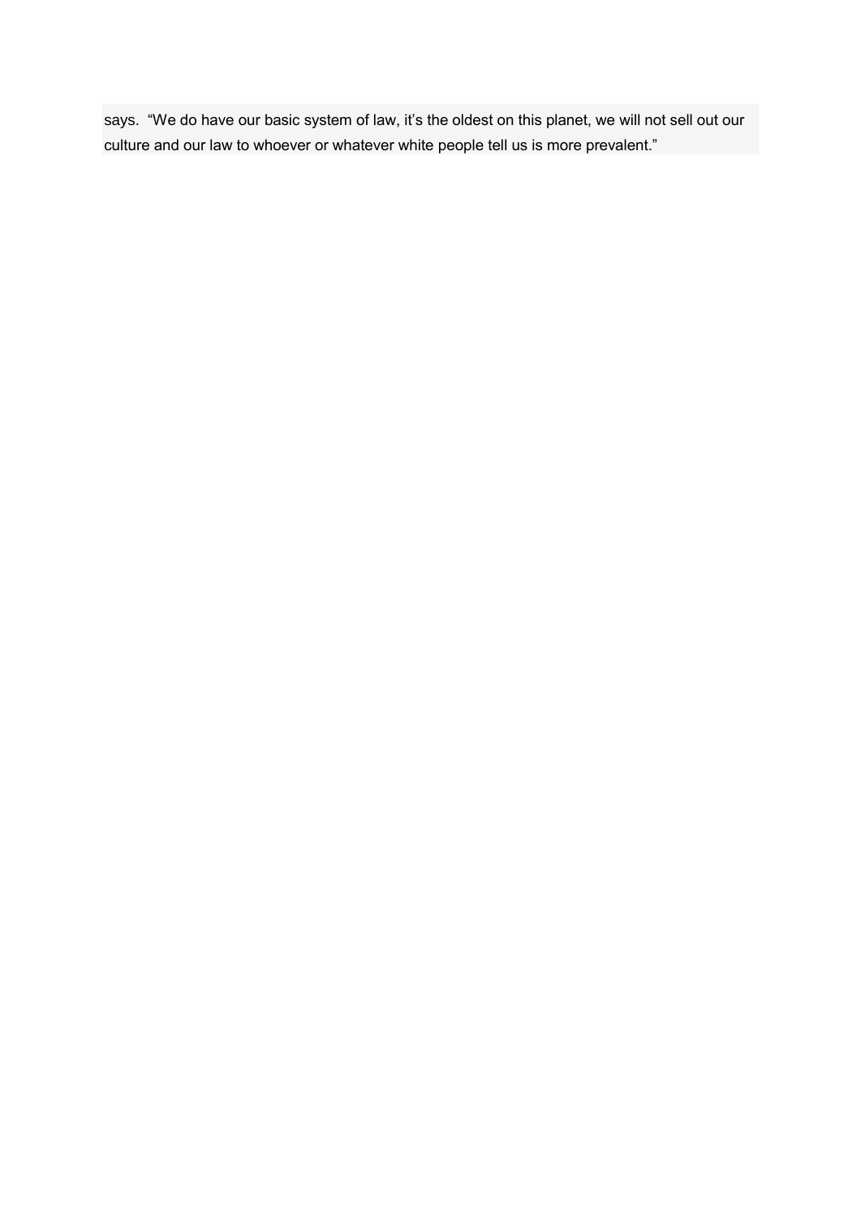says. “We do have our basic system of law, it’s the oldest on this planet, we will not sell out our culture and our law to whoever or whatever white people tell us is more prevalent.”